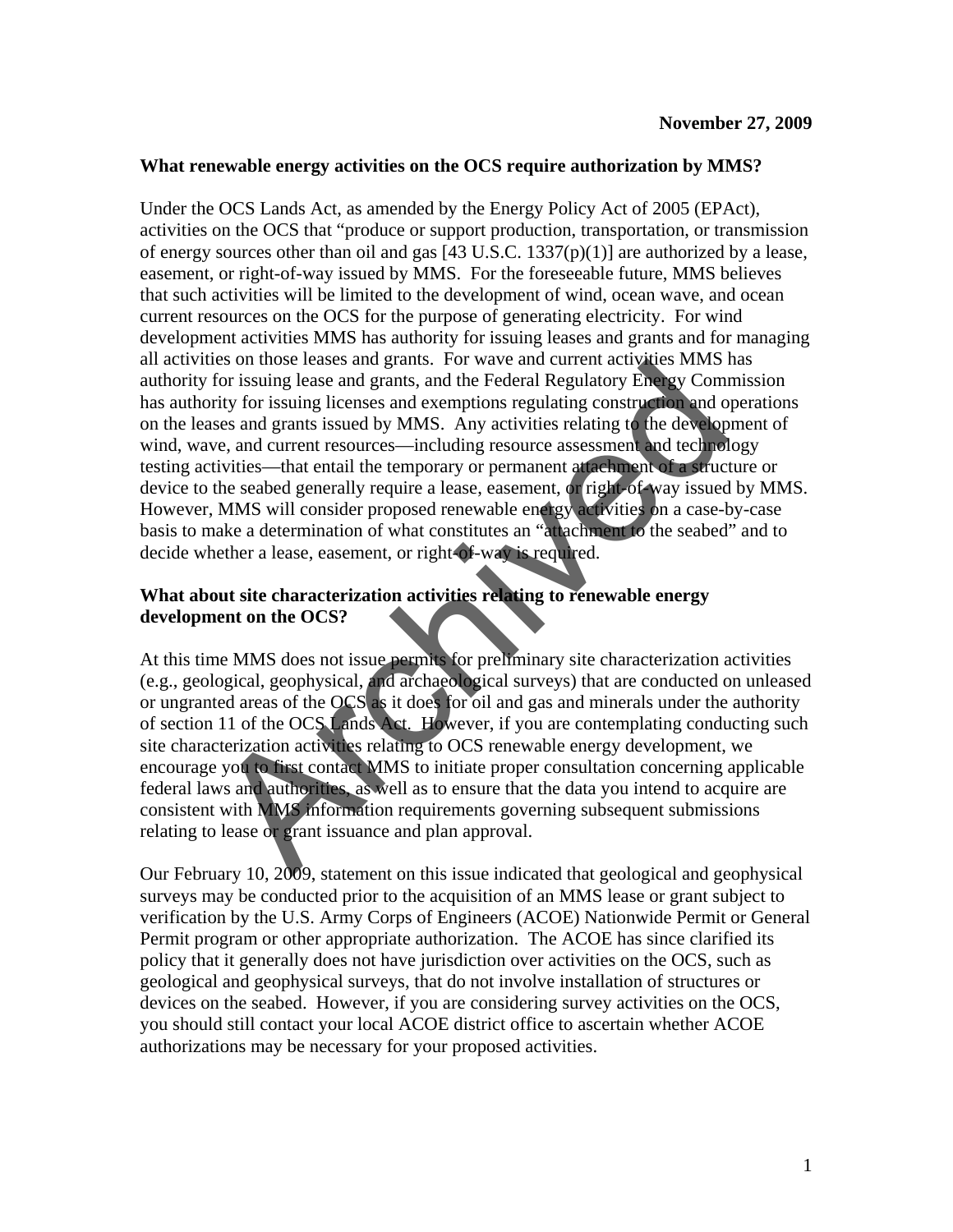**November 27, 2009**

**What renewable energy activities on the OCS require authorization by MMS?**

Under the OCS Lands Act, as amended by the Energy Policy Act of 2005 (EPAct), activities on the OCS that "produce or support production, transportation, or transmission of energy sources other than oil and gas [43 U.S.C. 1337(p)(1)] are authorized by a lease, easement, or right-of-way issued by MMS. For the foreseeable future, MMS believes that such activities will be limited to the development of wind, ocean wave, and ocean current resources on the OCS for the purpose of generating electricity. For wind development activities MMS has authority for issuing leases and grants and for managing all activities on those leases and grants. For wave and current activities MMS has authority for issuing lease and grants, and the Federal Regulatory Energy Commission has authority for issuing licenses and exemptions regulating construction and operations on the leases and grants issued by MMS. Any activities relating to the development of wind, wave, and current resources—including resource assessment and technology testing activities—that entail the temporary or permanent attachment of a structure or device to the seabed generally require a lease, easement, or right-of-way issued by MMS. However, MMS will consider proposed renewable energy activities on a case-by-case basis to make a determination of what constitutes an "attachment to the seabed" and to decide whether a lease, easement, or right-of-way is required.

**What about site characterization activities relating to renewable energy development on the OCS?**

At this time MMS does not issue permits for preliminary site characterization activities (e.g., geological, geophysical, and archaeological surveys) that are conducted on unleased or ungranted areas of the OCS as it does for oil and gas and minerals under the authority of section 11 of the OCS Lands Act. However, if you are contemplating conducting such site characterization activities relating to OCS renewable energy development, we encourage you to first contact MMS to initiate proper consultation concerning applicable federal laws and authorities, as well as to ensure that the data you intend to acquire are consistent with MMS information requirements governing subsequent submissions relating to lease or grant issuance and plan approval.

Our February 10, 2009, statement on this issue indicated that geological and geophysical surveys may be conducted prior to the acquisition of an MMS lease or grant subject to verification by the U.S. Army Corps of Engineers (ACOE) Nationwide Permit or General Permit program or other appropriate authorization. The ACOE has since clarified its policy that it generally does not have jurisdiction over activities on the OCS, such as geological and geophysical surveys, that do not involve installation of structures or devices on the seabed. However, if you are considering survey activities on the OCS, you should still contact your local ACOE district office to ascertain whether ACOE authorizations may be necessary for your proposed activities.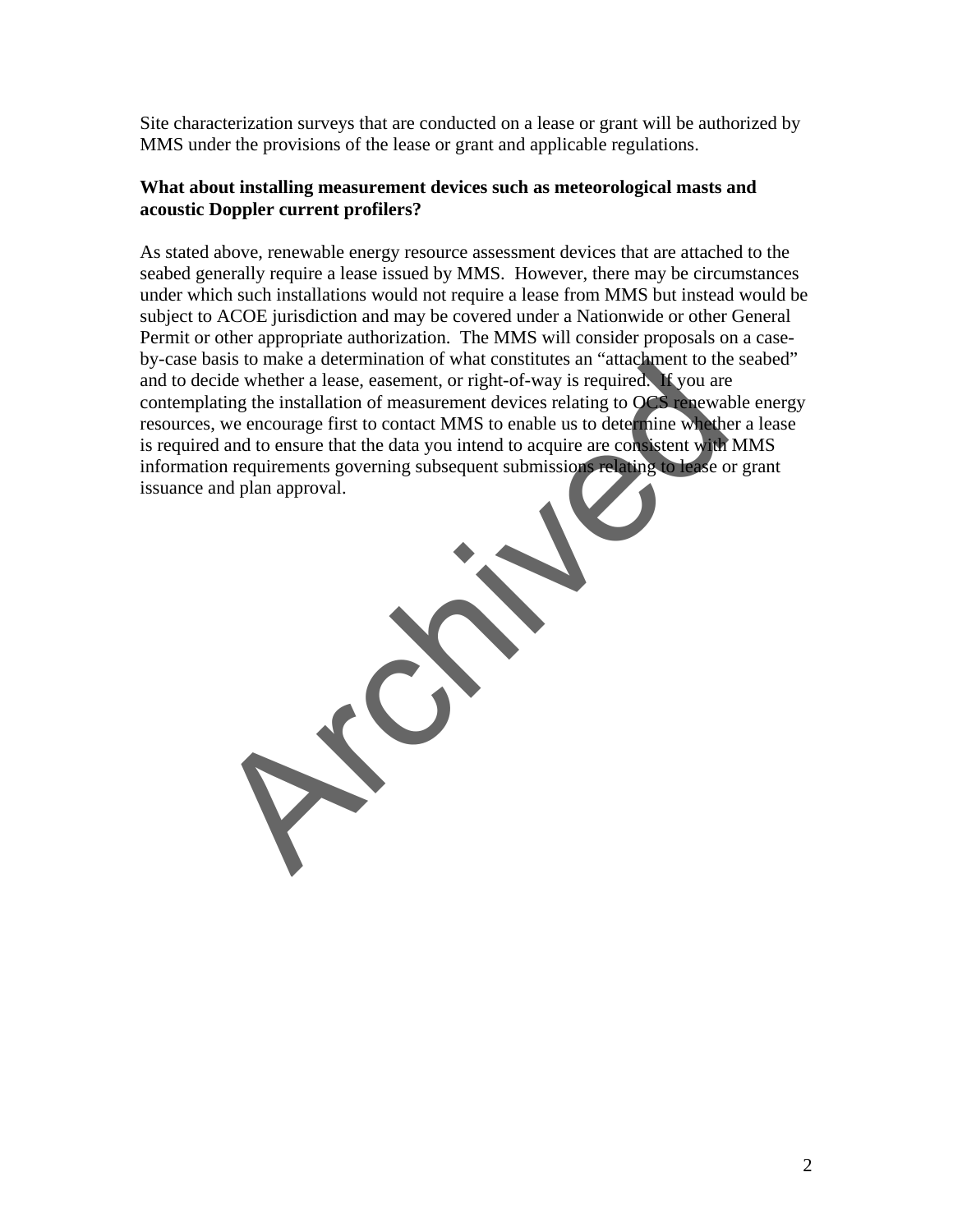Site characterization surveys that are conducted on a lease or grant will be authorized by MMS under the provisions of the lease or grant and applicable regulations.

**What about installing measurement devices such as meteorological masts and acoustic Doppler current profilers?**

As stated above, renewable energy resource assessment devices that are attached to the seabed generally require a lease issued by MMS. However, there may be circumstances under which such installations would not require a lease from MMS but instead would be subject to ACOE jurisdiction and may be covered under a Nationwide or other General Permit or other appropriate authorization. The MMS will consider proposals on a case-by-case basis to make a determination of what constitutes an "attachment to the seabed" and to decide whether a lease, easement, or right-of-way is required. If you are contemplating the installation of measurement devices relating to OCS renewable energy resources, we encourage first to contact MMS to enable us to determine whether a lease is required and to ensure that the data you intend to acquire are consistent with MMS information requirements governing subsequent submissions relating to lease or grant issuance and plan approval.